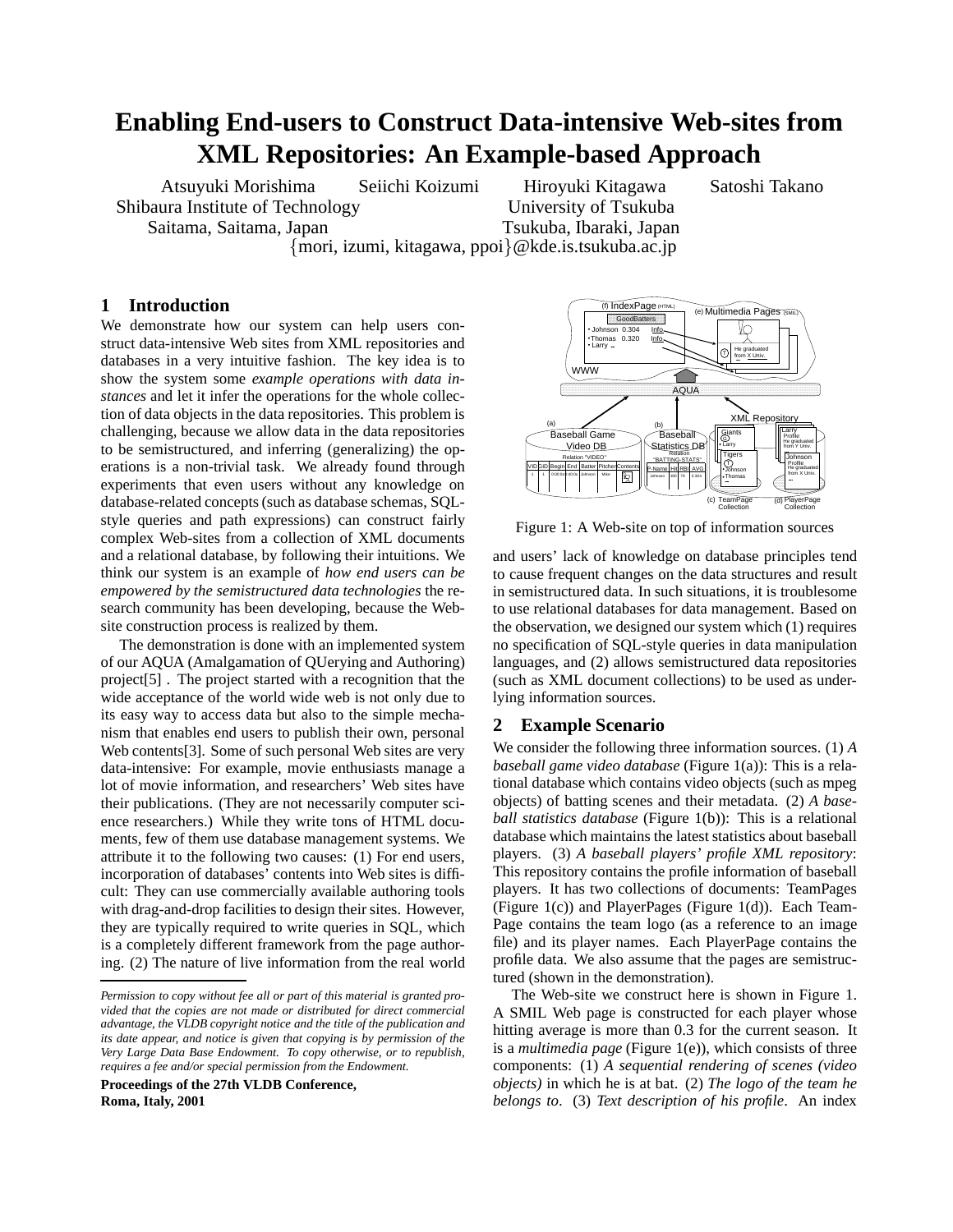# Enabling End-users to Construct Data-intensive Web-sites from XML Repositories: An Example-based Approach

Atsuyuki Morishima   Seiichi Koizumi   Hiroyuki Kitagawa   Satoshi Takano

Shibaura Institute of Technology   University of Tsukuba

Saitama, Saitama, Japan   Tsukuba, Ibaraki, Japan

{mori, izumi, kitagawa, ppoi}@kde.is.tsukuba.ac.jp

## 1 Introduction

We demonstrate how our system can help users construct data-intensive Web sites from XML repositories and databases in a very intuitive fashion. The key idea is to show the system some *example operations with data instances* and let it infer the operations for the whole collection of data objects in the data repositories. This problem is challenging, because we allow data in the data repositories to be semistructured, and inferring (generalizing) the operations is a non-trivial task. We already found through experiments that even users without any knowledge on database-related concepts (such as database schemas, SQL-style queries and path expressions) can construct fairly complex Web-sites from a collection of XML documents and a relational database, by following their intuitions. We think our system is an example of *how end users can be empowered by the semistructured data technologies* the research community has been developing, because the Web-site construction process is realized by them.

The demonstration is done with an implemented system of our AQUA (Amalgamation of QUerying and Authoring) project[5] . The project started with a recognition that the wide acceptance of the world wide web is not only due to its easy way to access data but also to the simple mechanism that enables end users to publish their own, personal Web contents[3]. Some of such personal Web sites are very data-intensive: For example, movie enthusiasts manage a lot of movie information, and researchers' Web sites have their publications. (They are not necessarily computer science researchers.) While they write tons of HTML documents, few of them use database management systems. We attribute it to the following two causes: (1) For end users, incorporation of databases' contents into Web sites is difficult: They can use commercially available authoring tools with drag-and-drop facilities to design their sites. However, they are typically required to write queries in SQL, which is a completely different framework from the page authoring. (2) The nature of live information from the real world

*Permission to copy without fee all or part of this material is granted provided that the copies are not made or distributed for direct commercial advantage, the VLDB copyright notice and the title of the publication and its date appear, and notice is given that copying is by permission of the Very Large Data Base Endowment. To copy otherwise, or to republish, requires a fee and/or special permission from the Endowment.*

**Proceedings of the 27th VLDB Conference, Roma, Italy, 2001**

Figure 1: A Web-site on top of information sources

and users' lack of knowledge on database principles tend to cause frequent changes on the data structures and result in semistructured data. In such situations, it is troublesome to use relational databases for data management. Based on the observation, we designed our system which (1) requires no specification of SQL-style queries in data manipulation languages, and (2) allows semistructured data repositories (such as XML document collections) to be used as underlying information sources.

## 2 Example Scenario

We consider the following three information sources. (1) *A baseball game video database* (Figure 1(a)): This is a relational database which contains video objects (such as mpeg objects) of batting scenes and their metadata. (2) *A baseball statistics database* (Figure 1(b)): This is a relational database which maintains the latest statistics about baseball players. (3) *A baseball players' profile XML repository*: This repository contains the profile information of baseball players. It has two collections of documents: TeamPages (Figure 1(c)) and PlayerPages (Figure 1(d)). Each TeamPage contains the team logo (as a reference to an image file) and its player names. Each PlayerPage contains the profile data. We also assume that the pages are semistructured (shown in the demonstration).

The Web-site we construct here is shown in Figure 1. A SMIL Web page is constructed for each player whose hitting average is more than 0.3 for the current season. It is a *multimedia page* (Figure 1(e)), which consists of three components: (1) *A sequential rendering of scenes (video objects)* in which he is at bat. (2) *The logo of the team he belongs to*. (3) *Text description of his profile*. An index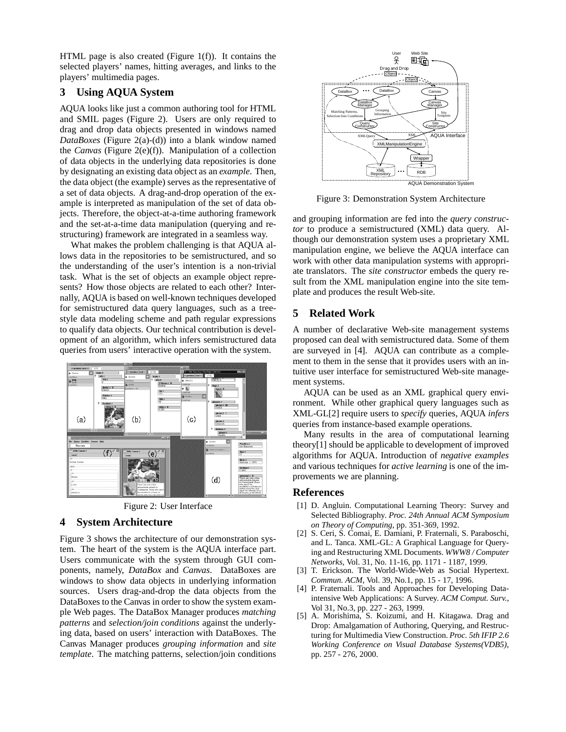HTML page is also created (Figure 1(f)). It contains the selected players' names, hitting averages, and links to the players' multimedia pages.

## 3 Using AQUA System

AQUA looks like just a common authoring tool for HTML and SMIL pages (Figure 2). Users are only required to drag and drop data objects presented in windows named *DataBoxes* (Figure 2(a)-(d)) into a blank window named the *Canvas* (Figure 2(e)(f)). Manipulation of a collection of data objects in the underlying data repositories is done by designating an existing data object as an *example*. Then, the data object (the example) serves as the representative of a set of data objects. A drag-and-drop operation of the example is interpreted as manipulation of the set of data objects. Therefore, the object-at-a-time authoring framework and the set-at-a-time data manipulation (querying and restructuring) framework are integrated in a seamless way.

What makes the problem challenging is that AQUA allows data in the repositories to be semistructured, and so the understanding of the user's intention is a non-trivial task. What is the set of objects an example object represents? How those objects are related to each other? Internally, AQUA is based on well-known techniques developed for semistructured data query languages, such as a tree-style data modeling scheme and path regular expressions to qualify data objects. Our technical contribution is development of an algorithm, which infers semistructured data queries from users' interactive operation with the system.

Figure 2: User Interface

## 4 System Architecture

Figure 3 shows the architecture of our demonstration system. The heart of the system is the AQUA interface part. Users communicate with the system through GUI components, namely, *DataBox* and *Canvas*. DataBoxes are windows to show data objects in underlying information sources. Users drag-and-drop the data objects from the DataBoxes to the Canvas in order to show the system example Web pages. The DataBox Manager produces *matching patterns* and *selection/join conditions* against the underlying data, based on users' interaction with DataBoxes. The Canvas Manager produces *grouping information* and *site template*. The matching patterns, selection/join conditions and grouping information are fed into the *query constructor* to produce a semistructured (XML) data query. Although our demonstration system uses a proprietary XML manipulation engine, we believe the AQUA interface can work with other data manipulation systems with appropriate translators. The *site constructor* embeds the query result from the XML manipulation engine into the site template and produces the result Web-site.

Figure 3: Demonstration System Architecture

## 5 Related Work

A number of declarative Web-site management systems proposed can deal with semistructured data. Some of them are surveyed in [4]. AQUA can contribute as a complement to them in the sense that it provides users with an intuitive user interface for semistructured Web-site management systems.

AQUA can be used as an XML graphical query environment. While other graphical query languages such as XML-GL[2] require users to *specify* queries, AQUA *infers* queries from instance-based example operations.

Many results in the area of computational learning theory[1] should be applicable to development of improved algorithms for AQUA. Introduction of *negative examples* and various techniques for *active learning* is one of the improvements we are planning.

## References

[1] D. Angluin. Computational Learning Theory: Survey and Selected Bibliography. *Proc. 24th Annual ACM Symposium on Theory of Computing*, pp. 351-369, 1992.

[2] S. Ceri, S. Comai, E. Damiani, P. Fraternali, S. Paraboschi, and L. Tanca. XML-GL: A Graphical Language for Querying and Restructuring XML Documents. *WWW8 / Computer Networks*, Vol. 31, No. 11-16, pp. 1171 - 1187, 1999.

[3] T. Erickson. The World-Wide-Web as Social Hypertext. *Commun. ACM*, Vol. 39, No.1, pp. 15 - 17, 1996.

[4] P. Fraternali. Tools and Approaches for Developing Data-intensive Web Applications: A Survey. *ACM Comput. Surv.*, Vol 31, No.3, pp. 227 - 263, 1999.

[5] A. Morishima, S. Koizumi, and H. Kitagawa. Drag and Drop: Amalgamation of Authoring, Querying, and Restructuring for Multimedia View Construction. *Proc. 5th IFIP 2.6 Working Conference on Visual Database Systems(VDB5)*, pp. 257 - 276, 2000.